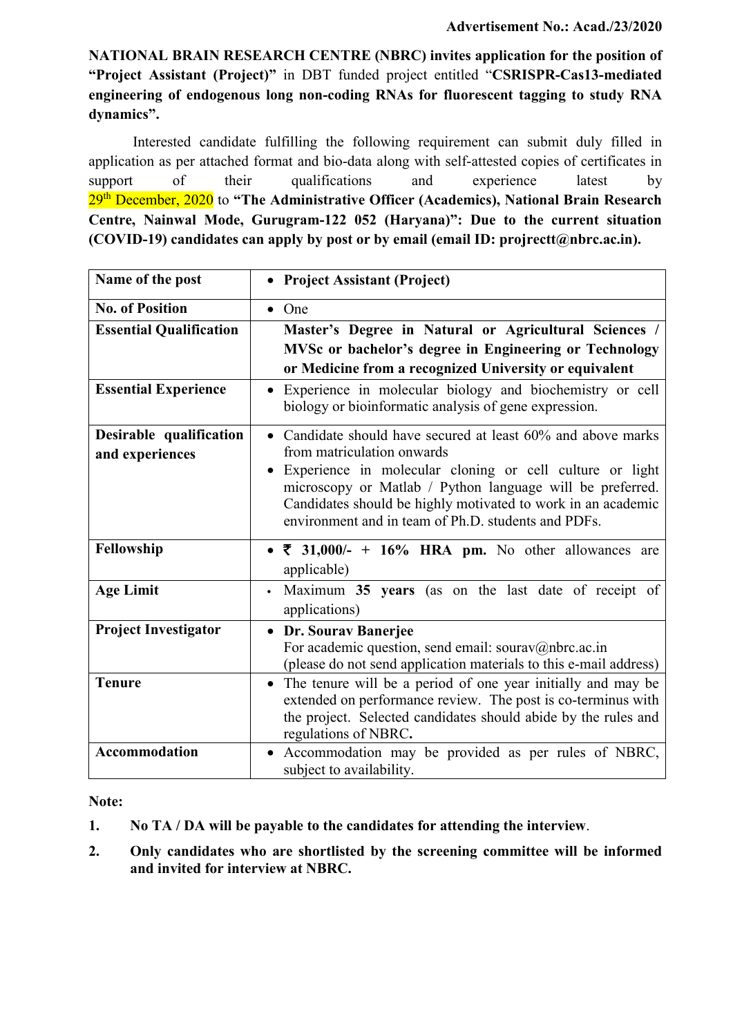**Advertisement No.: Acad./23/2020**

**NATIONAL BRAIN RESEARCH CENTRE (NBRC) invites application for the position of "Project Assistant (Project)"** in DBT funded project entitled "**CSRISPR-Cas13-mediated engineering of endogenous long non-coding RNAs for fluorescent tagging to study RNA dynamics".**

Interested candidate fulfilling the following requirement can submit duly filled in application as per attached format and bio-data along with self-attested copies of certificates in support of their qualifications and experience latest by 29th December, 2020 to **"The Administrative Officer (Academics), National Brain Research Centre, Nainwal Mode, Gurugram-122 052 (Haryana)": Due to the current situation (COVID-19) candidates can apply by post or by email (email ID: projrectt@nbrc.ac.in).**

| | |
|---|---|
| **Name of the post** | • **Project Assistant (Project)** |
| **No. of Position** | • One |
| **Essential Qualification** | **Master's Degree in Natural or Agricultural Sciences / MVSc or bachelor's degree in Engineering or Technology or Medicine from a recognized University or equivalent** |
| **Essential Experience** | • Experience in molecular biology and biochemistry or cell biology or bioinformatic analysis of gene expression. |
| **Desirable qualification and experiences** | • Candidate should have secured at least 60% and above marks from matriculation onwards<br>• Experience in molecular cloning or cell culture or light microscopy or Matlab / Python language will be preferred. Candidates should be highly motivated to work in an academic environment and in team of Ph.D. students and PDFs. |
| **Fellowship** | • **₹ 31,000/- + 16% HRA pm.** No other allowances are applicable) |
| **Age Limit** | • Maximum **35 years** (as on the last date of receipt of applications) |
| **Project Investigator** | • **Dr. Sourav Banerjee**<br>For academic question, send email: sourav@nbrc.ac.in<br>(please do not send application materials to this e-mail address) |
| **Tenure** | • The tenure will be a period of one year initially and may be extended on performance review. The post is co-terminus with the project. Selected candidates should abide by the rules and regulations of NBRC**.** |
| **Accommodation** | • Accommodation may be provided as per rules of NBRC, subject to availability. |

**Note:**

1. **No TA / DA will be payable to the candidates for attending the interview**.
2. **Only candidates who are shortlisted by the screening committee will be informed and invited for interview at NBRC.**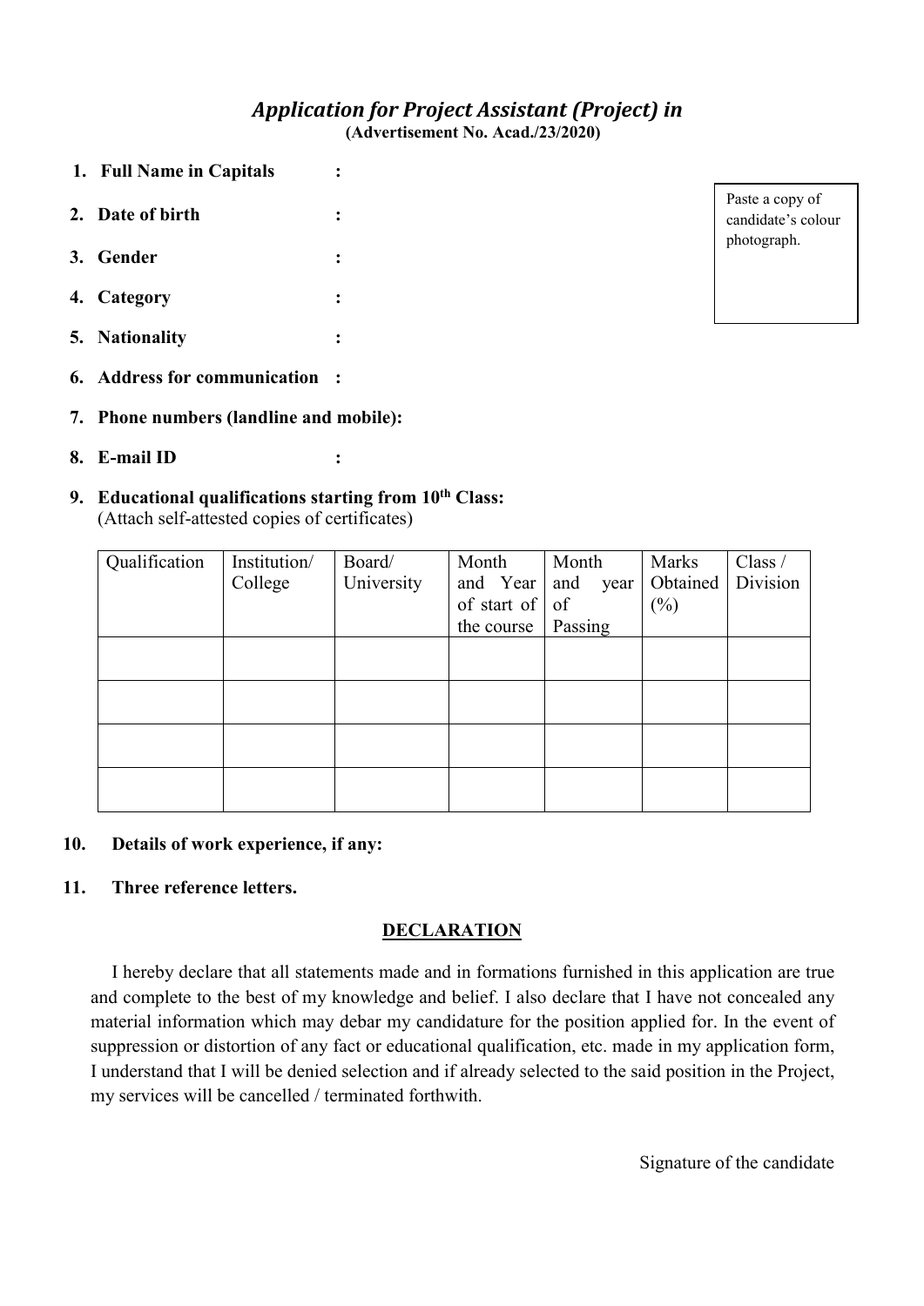## *Application for Project Assistant (Project) in*

**(Advertisement No. Acad./23/2020)**

Paste a copy of candidate's colour photograph.

1. **Full Name in Capitals :**
2. **Date of birth :**
3. **Gender :**
4. **Category :**
5. **Nationality :**
6. **Address for communication :**
7. **Phone numbers (landline and mobile):**
8. **E-mail ID :**
9. **Educational qualifications starting from 10th Class:**
   (Attach self-attested copies of certificates)

| Qualification | Institution/ College | Board/ University | Month and Year of start of the course | Month and year of Passing | Marks Obtained (%) | Class / Division |
|---|---|---|---|---|---|---|
| | | | | | | |
| | | | | | | |
| | | | | | | |
| | | | | | | |

10. **Details of work experience, if any:**
11. **Three reference letters.**

**DECLARATION**

I hereby declare that all statements made and in formations furnished in this application are true and complete to the best of my knowledge and belief. I also declare that I have not concealed any material information which may debar my candidature for the position applied for. In the event of suppression or distortion of any fact or educational qualification, etc. made in my application form, I understand that I will be denied selection and if already selected to the said position in the Project, my services will be cancelled / terminated forthwith.

Signature of the candidate